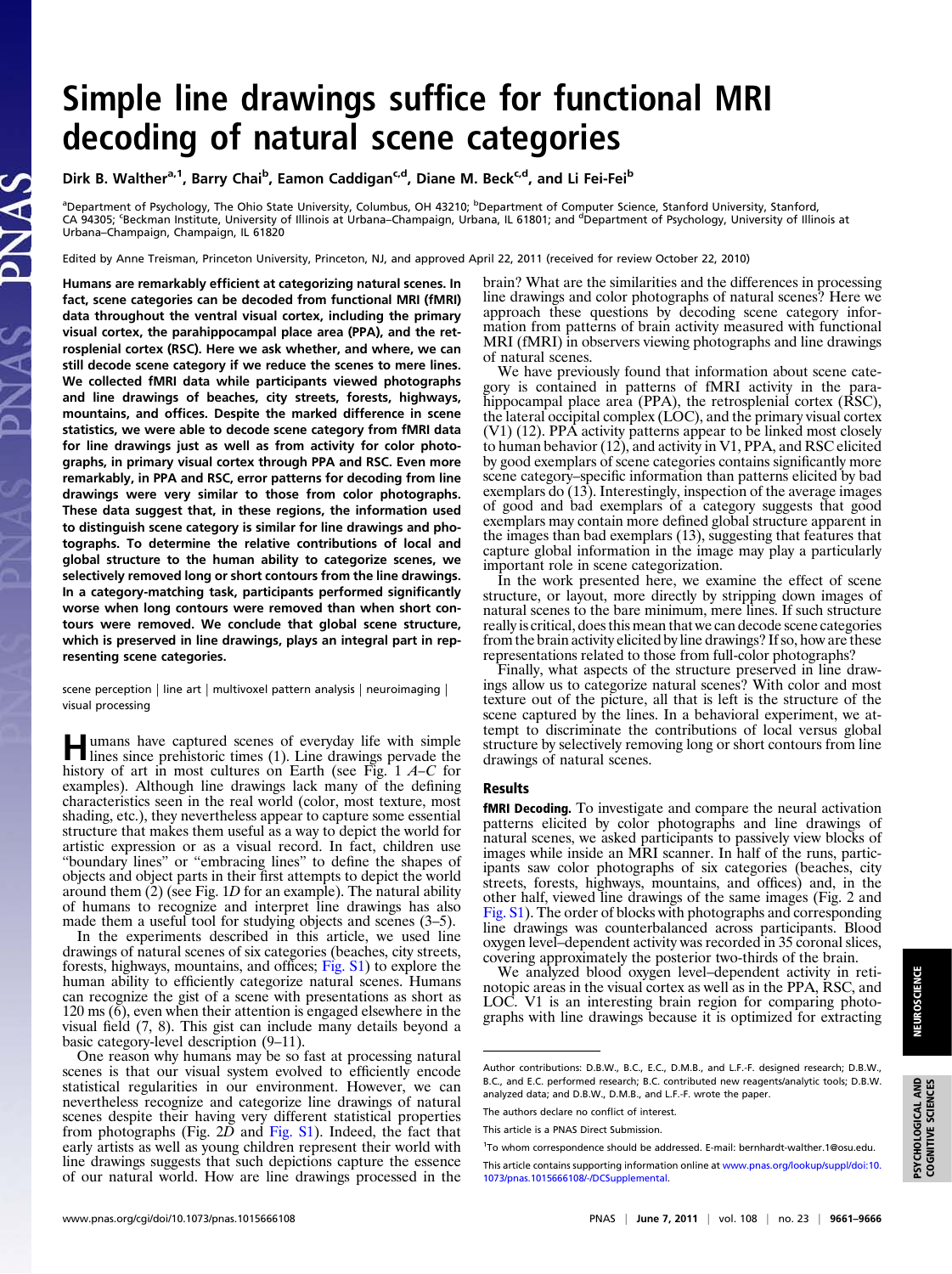# Simple line drawings suffice for functional MRI decoding of natural scene categories

Dirk B. Walther[a,1], Barry Chai[b], Eamon Caddigan[c,d], Diane M. Beck[c,d], and Li Fei-Fei[b]

[a]Department of Psychology, The Ohio State University, Columbus, OH 43210; [b]Department of Computer Science, Stanford University, Stanford, CA 94305; [c]Beckman Institute, University of Illinois at Urbana–Champaign, Urbana, IL 61801; and [d]Department of Psychology, University of Illinois at Urbana–Champaign, Champaign, IL 61820

Edited by Anne Treisman, Princeton University, Princeton, NJ, and approved April 22, 2011 (received for review October 22, 2010)

**Humans are remarkably efficient at categorizing natural scenes. In fact, scene categories can be decoded from functional MRI (fMRI) data throughout the ventral visual cortex, including the primary visual cortex, the parahippocampal place area (PPA), and the retrosplenial cortex (RSC). Here we ask whether, and where, we can still decode scene category if we reduce the scenes to mere lines. We collected fMRI data while participants viewed photographs and line drawings of beaches, city streets, forests, highways, mountains, and offices. Despite the marked difference in scene statistics, we were able to decode scene category from fMRI data for line drawings just as well as from activity for color photographs, in primary visual cortex through PPA and RSC. Even more remarkably, in PPA and RSC, error patterns for decoding from line drawings were very similar to those from color photographs. These data suggest that, in these regions, the information used to distinguish scene category is similar for line drawings and photographs. To determine the relative contributions of local and global structure to the human ability to categorize scenes, we selectively removed long or short contours from the line drawings. In a category-matching task, participants performed significantly worse when long contours were removed than when short contours were removed. We conclude that global scene structure, which is preserved in line drawings, plays an integral part in representing scene categories.**

scene perception | line art | multivoxel pattern analysis | neuroimaging | visual processing

Humans have captured scenes of everyday life with simple lines since prehistoric times (1). Line drawings pervade the history of art in most cultures on Earth (see Fig. 1 *A–C* for examples). Although line drawings lack many of the defining characteristics seen in the real world (color, most texture, most shading, etc.), they nevertheless appear to capture some essential structure that makes them useful as a way to depict the world for artistic expression or as a visual record. In fact, children use "boundary lines" or "embracing lines" to define the shapes of objects and object parts in their first attempts to depict the world around them (2) (see Fig. 1*D* for an example). The natural ability of humans to recognize and interpret line drawings has also made them a useful tool for studying objects and scenes (3–5).

In the experiments described in this article, we used line drawings of natural scenes of six categories (beaches, city streets, forests, highways, mountains, and offices; Fig. S1) to explore the human ability to efficiently categorize natural scenes. Humans can recognize the gist of a scene with presentations as short as 120 ms (6), even when their attention is engaged elsewhere in the visual field (7, 8). This gist can include many details beyond a basic category-level description (9–11).

One reason why humans may be so fast at processing natural scenes is that our visual system evolved to efficiently encode statistical regularities in our environment. However, we can nevertheless recognize and categorize line drawings of natural scenes despite their having very different statistical properties from photographs (Fig. 2*D* and Fig. S1). Indeed, the fact that early artists as well as young children represent their world with line drawings suggests that such depictions capture the essence of our natural world. How are line drawings processed in the brain? What are the similarities and the differences in processing line drawings and color photographs of natural scenes? Here we approach these questions by decoding scene category information from patterns of brain activity measured with functional MRI (fMRI) in observers viewing photographs and line drawings of natural scenes.

We have previously found that information about scene category is contained in patterns of fMRI activity in the parahippocampal place area (PPA), the retrosplenial cortex (RSC), the lateral occipital complex (LOC), and the primary visual cortex (V1) (12). PPA activity patterns appear to be linked most closely to human behavior (12), and activity in V1, PPA, and RSC elicited by good exemplars of scene categories contains significantly more scene category–specific information than patterns elicited by bad exemplars do (13). Interestingly, inspection of the average images of good and bad exemplars of a category suggests that good exemplars may contain more defined global structure apparent in the images than bad exemplars (13), suggesting that features that capture global information in the image may play a particularly important role in scene categorization.

In the work presented here, we examine the effect of scene structure, or layout, more directly by stripping down images of natural scenes to the bare minimum, mere lines. If such structure really is critical, does this mean that we can decode scene categories from the brain activity elicited by line drawings? If so, how are these representations related to those from full-color photographs?

Finally, what aspects of the structure preserved in line drawings allow us to categorize natural scenes? With color and most texture out of the picture, all that is left is the structure of the scene captured by the lines. In a behavioral experiment, we attempt to discriminate the contributions of local versus global structure by selectively removing long or short contours from line drawings of natural scenes.

## Results

**fMRI Decoding.** To investigate and compare the neural activation patterns elicited by color photographs and line drawings of natural scenes, we asked participants to passively view blocks of images while inside an MRI scanner. In half of the runs, participants saw color photographs of six categories (beaches, city streets, forests, highways, mountains, and offices) and, in the other half, viewed line drawings of the same images (Fig. 2 and Fig. S1). The order of blocks with photographs and corresponding line drawings was counterbalanced across participants. Blood oxygen level–dependent activity was recorded in 35 coronal slices, covering approximately the posterior two-thirds of the brain.

We analyzed blood oxygen level–dependent activity in retinotopic areas in the visual cortex as well as in the PPA, RSC, and LOC. V1 is an interesting brain region for comparing photographs with line drawings because it is optimized for extracting

Author contributions: D.B.W., B.C., E.C., D.M.B., and L.F.-F. designed research; D.B.W., B.C., and E.C. performed research; B.C. contributed new reagents/analytic tools; D.B.W. analyzed data; and D.B.W., D.M.B., and L.F.-F. wrote the paper.

The authors declare no conflict of interest.

This article is a PNAS Direct Submission.

[1]To whom correspondence should be addressed. E-mail: bernhardt-walther.1@osu.edu.

This article contains supporting information online at www.pnas.org/lookup/suppl/doi:10.1073/pnas.1015666108/-/DCSupplemental.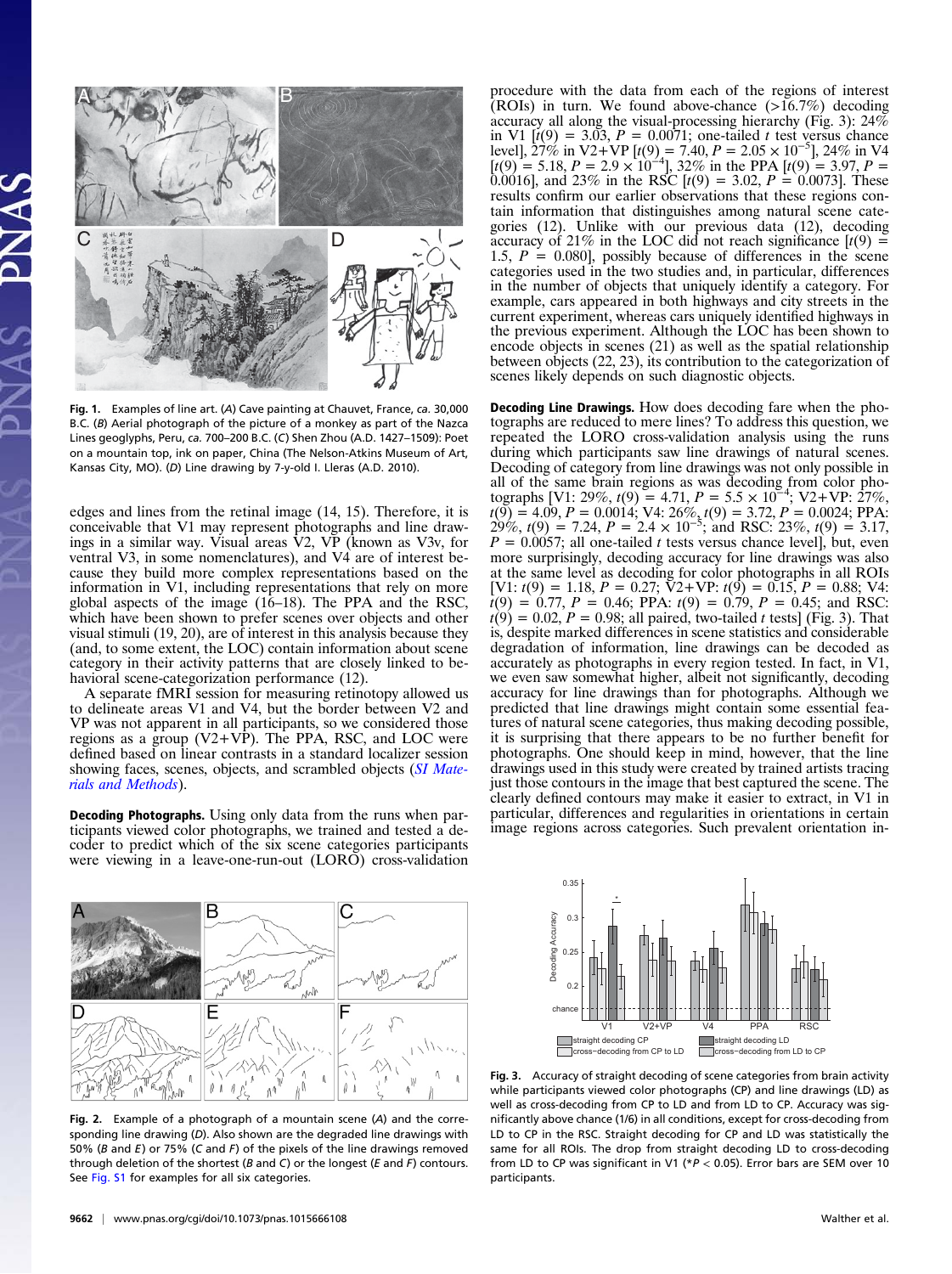Fig. 1. Examples of line art. (*A*) Cave painting at Chauvet, France, *ca.* 30,000 B.C. (*B*) Aerial photograph of the picture of a monkey as part of the Nazca Lines geoglyphs, Peru, *ca.* 700–200 B.C. (*C*) Shen Zhou (A.D. 1427–1509): Poet on a mountain top, ink on paper, China (The Nelson-Atkins Museum of Art, Kansas City, MO). (*D*) Line drawing by 7-y-old I. Lleras (A.D. 2010).

edges and lines from the retinal image (14, 15). Therefore, it is conceivable that V1 may represent photographs and line drawings in a similar way. Visual areas V2, VP (known as V3v, for ventral V3, in some nomenclatures), and V4 are of interest because they build more complex representations based on the information in V1, including representations that rely on more global aspects of the image (16–18). The PPA and the RSC, which have been shown to prefer scenes over objects and other visual stimuli (19, 20), are of interest in this analysis because they (and, to some extent, the LOC) contain information about scene category in their activity patterns that are closely linked to behavioral scene-categorization performance (12).

A separate fMRI session for measuring retinotopy allowed us to delineate areas V1 and V4, but the border between V2 and VP was not apparent in all participants, so we considered those regions as a group (V2+VP). The PPA, RSC, and LOC were defined based on linear contrasts in a standard localizer session showing faces, scenes, objects, and scrambled objects (*SI Materials and Methods*).

**Decoding Photographs.** Using only data from the runs when participants viewed color photographs, we trained and tested a decoder to predict which of the six scene categories participants were viewing in a leave-one-run-out (LORO) cross-validation procedure with the data from each of the regions of interest (ROIs) in turn. We found above-chance (>16.7%) decoding accuracy all along the visual-processing hierarchy (Fig. 3): 24% in V1 [$t(9)$ = 3.03, $P$ = 0.0071; one-tailed $t$ test versus chance level], 27% in V2+VP [$t(9)$ = 7.40, $P = 2.05 \times 10^{-5}$], 24% in V4 [$t(9)$ = 5.18, $P = 2.9 \times 10^{-4}$], 32% in the PPA [$t(9)$ = 3.97, $P$ = 0.0016], and 23% in the RSC [$t(9)$ = 3.02, $P$ = 0.0073]. These results confirm our earlier observations that these regions contain information that distinguishes among natural scene categories (12). Unlike with our previous data (12), decoding accuracy of 21% in the LOC did not reach significance [$t(9)$ = 1.5, $P$ = 0.080], possibly because of differences in the scene categories used in the two studies and, in particular, differences in the number of objects that uniquely identify a category. For example, cars appeared in both highways and city streets in the current experiment, whereas cars uniquely identified highways in the previous experiment. Although the LOC has been shown to encode objects in scenes (21) as well as the spatial relationship between objects (22, 23), its contribution to the categorization of scenes likely depends on such diagnostic objects.

**Decoding Line Drawings.** How does decoding fare when the photographs are reduced to mere lines? To address this question, we repeated the LORO cross-validation analysis using the runs during which participants saw line drawings of natural scenes. Decoding of category from line drawings was not only possible in all of the same brain regions as was decoding from color photographs [V1: 29%, $t(9)$ = 4.71, $P = 5.5 \times 10^{-4}$; V2+VP: 27%, $t(9)$ = 4.09, $P$ = 0.0014; V4: 26%, $t(9)$ = 3.72, $P$ = 0.0024; PPA: 29%, $t(9)$ = 7.24, $P = 2.4 \times 10^{-5}$; and RSC: 23%, $t(9)$ = 3.17, $P$ = 0.0057; all one-tailed $t$ tests versus chance level], but, even more surprisingly, decoding accuracy for line drawings was also at the same level as decoding for color photographs in all ROIs [V1: $t(9)$ = 1.18, $P$ = 0.27; V2+VP: $t(9)$ = 0.15, $P$ = 0.88; V4: $t(9)$ = 0.77, $P$ = 0.46; PPA: $t(9)$ = 0.79, $P$ = 0.45; and RSC: $t(9)$ = 0.02, $P$ = 0.98; all paired, two-tailed $t$ tests] (Fig. 3). That is, despite marked differences in scene statistics and considerable degradation of information, line drawings can be decoded as accurately as photographs in every region tested. In fact, in V1, we even saw somewhat higher, albeit not significantly, decoding accuracy for line drawings than for photographs. Although we predicted that line drawings might contain some essential features of natural scene categories, thus making decoding possible, it is surprising that there appears to be no further benefit for photographs. One should keep in mind, however, that the line drawings used in this study were created by trained artists tracing just those contours in the image that best captured the scene. The clearly defined contours may make it easier to extract, in V1 in particular, differences and regularities in orientations in certain image regions across categories. Such prevalent orientation in-

Fig. 2. Example of a photograph of a mountain scene (*A*) and the corresponding line drawing (*D*). Also shown are the degraded line drawings with 50% (*B* and *E*) or 75% (*C* and *F*) of the pixels of the line drawings removed through deletion of the shortest (*B* and *C*) or the longest (*E* and *F*) contours. See Fig. S1 for examples for all six categories.

0.35
0.3
0.25
0.2
chance
Decoding Accuracy
V1
V2+VP
V4
PPA
RSC
*
straight decoding CP
straight decoding LD
cross-decoding from CP to LD
cross-decoding from LD to CP

Fig. 3. Accuracy of straight decoding of scene categories from brain activity while participants viewed color photographs (CP) and line drawings (LD) as well as cross-decoding from CP to LD and from LD to CP. Accuracy was significantly above chance (1/6) in all conditions, except for cross-decoding from LD to CP in the RSC. Straight decoding for CP and LD was statistically the same for all ROIs. The drop from straight decoding LD to cross-decoding from LD to CP was significant in V1 (*$P$ < 0.05). Error bars are SEM over 10 participants.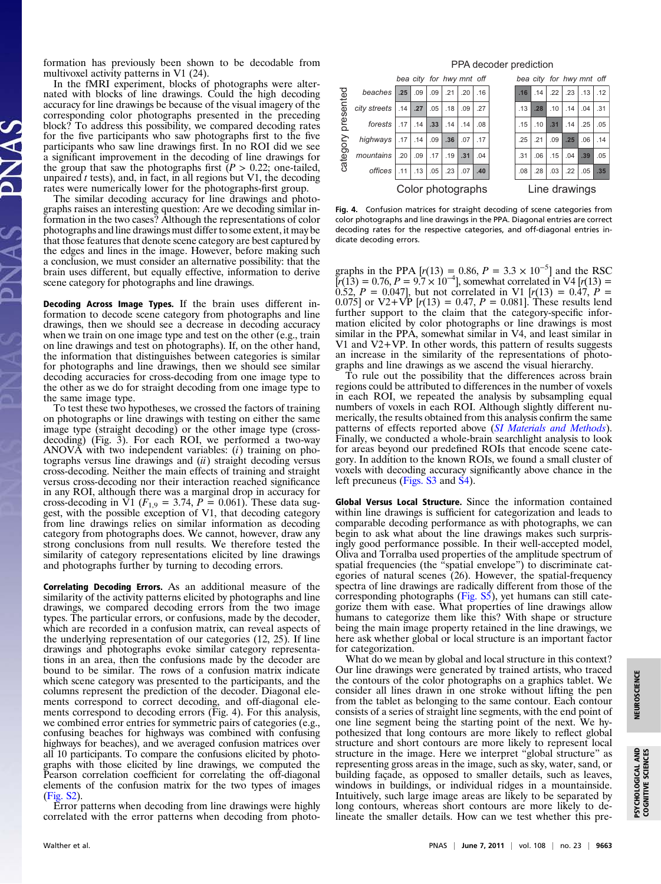formation has previously been shown to be decodable from multivoxel activity patterns in V1 (24).

In the fMRI experiment, blocks of photographs were alternated with blocks of line drawings. Could the high decoding accuracy for line drawings be because of the visual imagery of the corresponding color photographs presented in the preceding block? To address this possibility, we compared decoding rates for the five participants who saw photographs first to the five participants who saw line drawings first. In no ROI did we see a significant improvement in the decoding of line drawings for the group that saw the photographs first ($P > 0.22$; one-tailed, unpaired $t$ tests), and, in fact, in all regions but V1, the decoding rates were numerically lower for the photographs-first group.

The similar decoding accuracy for line drawings and photographs raises an interesting question: Are we decoding similar information in the two cases? Although the representations of color photographs and line drawings must differ to some extent, it may be that those features that denote scene category are best captured by the edges and lines in the image. However, before making such a conclusion, we must consider an alternative possibility: that the brain uses different, but equally effective, information to derive scene category for photographs and line drawings.

**Decoding Across Image Types.** If the brain uses different information to decode scene category from photographs and line drawings, then we should see a decrease in decoding accuracy when we train on one image type and test on the other (e.g., train on line drawings and test on photographs). If, on the other hand, the information that distinguishes between categories is similar for photographs and line drawings, then we should see similar decoding accuracies for cross-decoding from one image type to the other as we do for straight decoding from one image type to the same image type.

To test these two hypotheses, we crossed the factors of training on photographs or line drawings with testing on either the same image type (straight decoding) or the other image type (cross-decoding) (Fig. 3). For each ROI, we performed a two-way ANOVA with two independent variables: (*i*) training on photographs versus line drawings and (*ii*) straight decoding versus cross-decoding. Neither the main effects of training and straight versus cross-decoding nor their interaction reached significance in any ROI, although there was a marginal drop in accuracy for cross-decoding in V1 ($F_{1,9} = 3.74$, $P = 0.061$). These data suggest, with the possible exception of V1, that decoding category from line drawings relies on similar information as decoding category from photographs does. We cannot, however, draw any strong conclusions from null results. We therefore tested the similarity of category representations elicited by line drawings and photographs further by turning to decoding errors.

**Correlating Decoding Errors.** As an additional measure of the similarity of the activity patterns elicited by photographs and line drawings, we compared decoding errors from the two image types. The particular errors, or confusions, made by the decoder, which are recorded in a confusion matrix, can reveal aspects of the underlying representation of our categories (12, 25). If line drawings and photographs evoke similar category representations in an area, then the confusions made by the decoder are bound to be similar. The rows of a confusion matrix indicate which scene category was presented to the participants, and the columns represent the prediction of the decoder. Diagonal elements correspond to correct decoding, and off-diagonal elements correspond to decoding errors (Fig. 4). For this analysis, we combined error entries for symmetric pairs of categories (e.g., confusing beaches for highways was combined with confusing highways for beaches), and we averaged confusion matrices over all 10 participants. To compare the confusions elicited by photographs with those elicited by line drawings, we computed the Pearson correlation coefficient for correlating the off-diagonal elements of the confusion matrix for the two types of images (Fig. S2).

Error patterns when decoding from line drawings were highly correlated with the error patterns when decoding from photographs in the PPA [$r(13) = 0.86$, $P = 3.3 \times 10^{-5}$] and the RSC [$r(13) = 0.76$, $P = 9.7 \times 10^{-4}$], somewhat correlated in V4 [$r(13) = 0.52$, $P = 0.047$], but not correlated in V1 [$r(13) = 0.47$, $P = 0.075$] or V2+VP [$r(13) = 0.47$, $P = 0.081$]. These results lend further support to the claim that the category-specific information elicited by color photographs or line drawings is most similar in the PPA, somewhat similar in V4, and least similar in V1 and V2+VP. In other words, this pattern of results suggests an increase in the similarity of the representations of photographs and line drawings as we ascend the visual hierarchy.

To rule out the possibility that the differences across brain regions could be attributed to differences in the number of voxels in each ROI, we repeated the analysis by subsampling equal numbers of voxels in each ROI. Although slightly different numerically, the results obtained from this analysis confirm the same patterns of effects reported above (*SI Materials and Methods*). Finally, we conducted a whole-brain searchlight analysis to look for areas beyond our predefined ROIs that encode scene category. In addition to the known ROIs, we found a small cluster of voxels with decoding accuracy significantly above chance in the left precuneus (Figs. S3 and S4).

PPA decoder prediction

Color photographs (rows: category presented; columns: decoder prediction)

| | bea | city | for | hwy | mnt | off |
|---|---|---|---|---|---|---|
| beaches | .25 | .09 | .09 | .21 | .20 | .16 |
| city streets | .14 | .27 | .05 | .18 | .09 | .27 |
| forests | .17 | .14 | .33 | .14 | .14 | .08 |
| highways | .17 | .14 | .09 | .36 | .07 | .17 |
| mountains | .20 | .09 | .17 | .19 | .31 | .04 |
| offices | .11 | .13 | .05 | .23 | .07 | .40 |

Line drawings (rows: category presented; columns: decoder prediction)

| | bea | city | for | hwy | mnt | off |
|---|---|---|---|---|---|---|
| beaches | .16 | .14 | .22 | .23 | .13 | .12 |
| city streets | .13 | .28 | .10 | .14 | .04 | .31 |
| forests | .15 | .10 | .31 | .14 | .25 | .05 |
| highways | .25 | .21 | .09 | .25 | .06 | .14 |
| mountains | .31 | .06 | .15 | .04 | .39 | .05 |
| offices | .08 | .28 | .03 | .22 | .05 | .35 |

**Fig. 4.** Confusion matrices for straight decoding of scene categories from color photographs and line drawings in the PPA. Diagonal entries are correct decoding rates for the respective categories, and off-diagonal entries indicate decoding errors.

**Global Versus Local Structure.** Since the information contained within line drawings is sufficient for categorization and leads to comparable decoding performance as with photographs, we can begin to ask what about the line drawings makes such surprisingly good performance possible. In their well-accepted model, Oliva and Torralba used properties of the amplitude spectrum of spatial frequencies (the "spatial envelope") to discriminate categories of natural scenes (26). However, the spatial-frequency spectra of line drawings are radically different from those of the corresponding photographs (Fig. S5), yet humans can still categorize them with ease. What properties of line drawings allow humans to categorize them like this? With shape or structure being the main image property retained in the line drawings, we here ask whether global or local structure is an important factor for categorization.

What do we mean by global and local structure in this context? Our line drawings were generated by trained artists, who traced the contours of the color photographs on a graphics tablet. We consider all lines drawn in one stroke without lifting the pen from the tablet as belonging to the same contour. Each contour consists of a series of straight line segments, with the end point of one line segment being the starting point of the next. We hypothesized that long contours are more likely to reflect global structure and short contours are more likely to represent local structure in the image. Here we interpret "global structure" as representing gross areas in the image, such as sky, water, sand, or building façade, as opposed to smaller details, such as leaves, windows in buildings, or individual ridges in a mountainside. Intuitively, such large image areas are likely to be separated by long contours, whereas short contours are more likely to delineate the smaller details. How can we test whether this pre-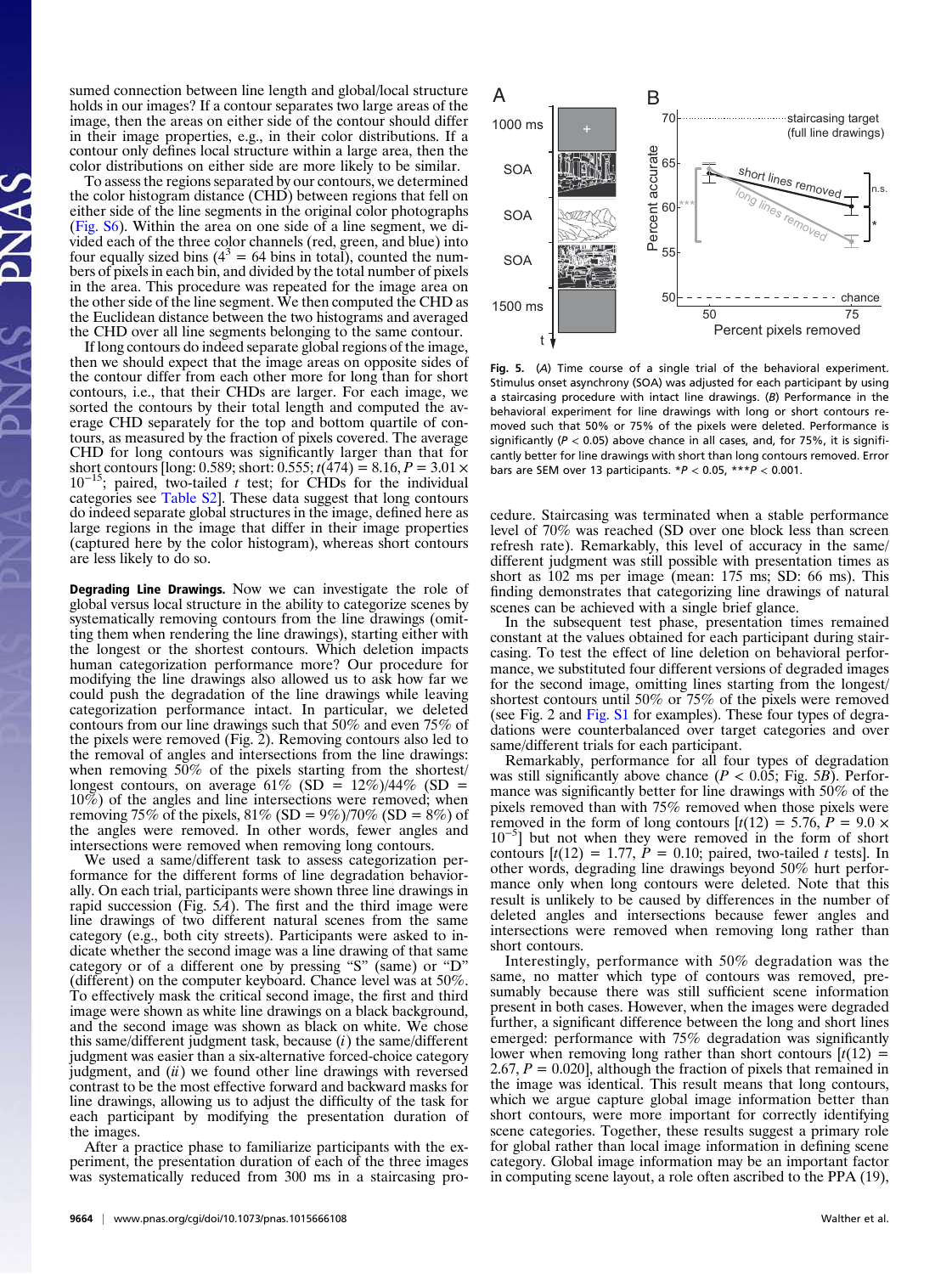sumed connection between line length and global/local structure holds in our images? If a contour separates two large areas of the image, then the areas on either side of the contour should differ in their image properties, e.g., in their color distributions. If a contour only defines local structure within a large area, then the color distributions on either side are more likely to be similar.

To assess the regions separated by our contours, we determined the color histogram distance (CHD) between regions that fell on either side of the line segments in the original color photographs (Fig. S6). Within the area on one side of a line segment, we divided each of the three color channels (red, green, and blue) into four equally sized bins ($4^3 = 64$ bins in total), counted the numbers of pixels in each bin, and divided by the total number of pixels in the area. This procedure was repeated for the image area on the other side of the line segment. We then computed the CHD as the Euclidean distance between the two histograms and averaged the CHD over all line segments belonging to the same contour.

If long contours do indeed separate global regions of the image, then we should expect that the image areas on opposite sides of the contour differ from each other more for long than for short contours, i.e., that their CHDs are larger. For each image, we sorted the contours by their total length and computed the average CHD separately for the top and bottom quartile of contours, as measured by the fraction of pixels covered. The average CHD for long contours was significantly larger than that for short contours [long: 0.589; short: 0.555; $t(474) = 8.16$, $P = 3.01 \times 10^{-15}$; paired, two-tailed $t$ test; for CHDs for the individual categories see Table S2]. These data suggest that long contours do indeed separate global structures in the image, defined here as large regions in the image that differ in their image properties (captured here by the color histogram), whereas short contours are less likely to do so.

**Degrading Line Drawings.** Now we can investigate the role of global versus local structure in the ability to categorize scenes by systematically removing contours from the line drawings (omitting them when rendering the line drawings), starting either with the longest or the shortest contours. Which deletion impacts human categorization performance more? Our procedure for modifying the line drawings also allowed us to ask how far we could push the degradation of the line drawings while leaving categorization performance intact. In particular, we deleted contours from our line drawings such that 50% and even 75% of the pixels were removed (Fig. 2). Removing contours also led to the removal of angles and intersections from the line drawings: when removing 50% of the pixels starting from the shortest/longest contours, on average 61% (SD = 12%)/44% (SD = 10%) of the angles and line intersections were removed; when removing 75% of the pixels, 81% (SD = 9%)/70% (SD = 8%) of the angles were removed. In other words, fewer angles and intersections were removed when removing long contours.

We used a same/different task to assess categorization performance for the different forms of line degradation behaviorally. On each trial, participants were shown three line drawings in rapid succession (Fig. 5*A*). The first and the third image were line drawings of two different natural scenes from the same category (e.g., both city streets). Participants were asked to indicate whether the second image was a line drawing of that same category or of a different one by pressing "S" (same) or "D" (different) on the computer keyboard. Chance level was at 50%. To effectively mask the critical second image, the first and third image were shown as white line drawings on a black background, and the second image was shown as black on white. We chose this same/different judgment task, because (*i*) the same/different judgment was easier than a six-alternative forced-choice category judgment, and (*ii*) we found other line drawings with reversed contrast to be the most effective forward and backward masks for line drawings, allowing us to adjust the difficulty of the task for each participant by modifying the presentation duration of the images.

After a practice phase to familiarize participants with the experiment, the presentation duration of each of the three images was systematically reduced from 300 ms in a staircasing procedure. Staircasing was terminated when a stable performance level of 70% was reached (SD over one block less than screen refresh rate). Remarkably, this level of accuracy in the same/different judgment was still possible with presentation times as short as 102 ms per image (mean: 175 ms; SD: 66 ms). This finding demonstrates that categorizing line drawings of natural scenes can be achieved with a single brief glance.

In the subsequent test phase, presentation times remained constant at the values obtained for each participant during staircasing. To test the effect of line deletion on behavioral performance, we substituted four different versions of degraded images for the second image, omitting lines starting from the longest/shortest contours until 50% or 75% of the pixels were removed (see Fig. 2 and Fig. S1 for examples). These four types of degradations were counterbalanced over target categories and over same/different trials for each participant.

Remarkably, performance for all four types of degradation was still significantly above chance ($P < 0.05$; Fig. 5*B*). Performance was significantly better for line drawings with 50% of the pixels removed than with 75% removed when those pixels were removed in the form of long contours [$t(12) = 5.76$, $P = 9.0 \times 10^{-5}$] but not when they were removed in the form of short contours [$t(12) = 1.77$, $P = 0.10$; paired, two-tailed $t$ tests]. In other words, degrading line drawings beyond 50% hurt performance only when long contours were deleted. Note that this result is unlikely to be caused by differences in the number of deleted angles and intersections because fewer angles and intersections were removed when removing long rather than short contours.

Interestingly, performance with 50% degradation was the same, no matter which type of contours was removed, presumably because there was still sufficient scene information present in both cases. However, when the images were degraded further, a significant difference between the long and short lines emerged: performance with 75% degradation was significantly lower when removing long rather than short contours [$t(12) = 2.67$, $P = 0.020$], although the fraction of pixels that remained in the image was identical. This result means that long contours, which we argue capture global image information better than short contours, were more important for correctly identifying scene categories. Together, these results suggest a primary role for global rather than local image information in defining scene category. Global image information may be an important factor in computing scene layout, a role often ascribed to the PPA (19),

A
1000 ms
SOA
SOA
SOA
1500 ms
t

B
staircasing target (full line drawings)
short lines removed
long lines removed
n.s.
*
***
chance
Percent accurate
70
65
60
55
50
50
75
Percent pixels removed

**Fig. 5.** (*A*) Time course of a single trial of the behavioral experiment. Stimulus onset asynchrony (SOA) was adjusted for each participant by using a staircasing procedure with intact line drawings. (*B*) Performance in the behavioral experiment for line drawings with long or short contours removed such that 50% or 75% of the pixels were deleted. Performance is significantly ($P < 0.05$) above chance in all cases, and, for 75%, it is significantly better for line drawings with short than long contours removed. Error bars are SEM over 13 participants. *$P < 0.05$, ***$P < 0.001$.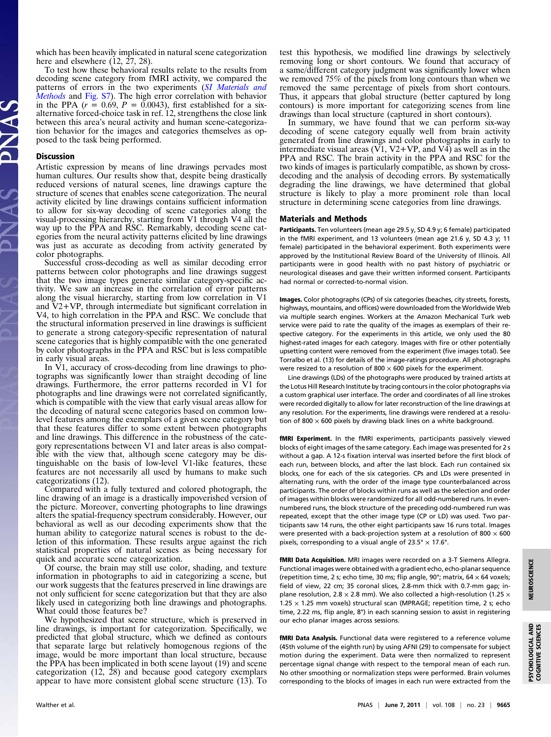which has been heavily implicated in natural scene categorization here and elsewhere (12, 27, 28).

To test how these behavioral results relate to the results from decoding scene category from fMRI activity, we compared the patterns of errors in the two experiments (*SI Materials and Methods* and Fig. S7). The high error correlation with behavior in the PPA ($r = 0.69$, $P = 0.0043$), first established for a six-alternative forced-choice task in ref. 12, strengthens the close link between this area's neural activity and human scene-categorization behavior for the images and categories themselves as opposed to the task being performed.

## Discussion

Artistic expression by means of line drawings pervades most human cultures. Our results show that, despite being drastically reduced versions of natural scenes, line drawings capture the structure of scenes that enables scene categorization. The neural activity elicited by line drawings contains sufficient information to allow for six-way decoding of scene categories along the visual-processing hierarchy, starting from V1 through V4 all the way up to the PPA and RSC. Remarkably, decoding scene categories from the neural activity patterns elicited by line drawings was just as accurate as decoding from activity generated by color photographs.

Successful cross-decoding as well as similar decoding error patterns between color photographs and line drawings suggest that the two image types generate similar category-specific activity. We saw an increase in the correlation of error patterns along the visual hierarchy, starting from low correlation in V1 and V2+VP, through intermediate but significant correlation in V4, to high correlation in the PPA and RSC. We conclude that the structural information preserved in line drawings is sufficient to generate a strong category-specific representation of natural scene categories that is highly compatible with the one generated by color photographs in the PPA and RSC but is less compatible in early visual areas.

In V1, accuracy of cross-decoding from line drawings to photographs was significantly lower than straight decoding of line drawings. Furthermore, the error patterns recorded in V1 for photographs and line drawings were not correlated significantly, which is compatible with the view that early visual areas allow for the decoding of natural scene categories based on common low-level features among the exemplars of a given scene category but that these features differ to some extent between photographs and line drawings. This difference in the robustness of the category representations between V1 and later areas is also compatible with the view that, although scene category may be distinguishable on the basis of low-level V1-like features, these features are not necessarily all used by humans to make such categorizations (12).

Compared with a fully textured and colored photograph, the line drawing of an image is a drastically impoverished version of the picture. Moreover, converting photographs to line drawings alters the spatial-frequency spectrum considerably. However, our behavioral as well as our decoding experiments show that the human ability to categorize natural scenes is robust to the deletion of this information. These results argue against the rich statistical properties of natural scenes as being necessary for quick and accurate scene categorization.

Of course, the brain may still use color, shading, and texture information in photographs to aid in categorizing a scene, but our work suggests that the features preserved in line drawings are not only sufficient for scene categorization but that they are also likely used in categorizing both line drawings and photographs. What could those features be?

We hypothesized that scene structure, which is preserved in line drawings, is important for categorization. Specifically, we predicted that global structure, which we defined as contours that separate large but relatively homogenous regions of the image, would be more important than local structure, because the PPA has been implicated in both scene layout (19) and scene categorization (12, 28) and because good category exemplars appear to have more consistent global scene structure (13). To test this hypothesis, we modified line drawings by selectively removing long or short contours. We found that accuracy of a same/different category judgment was significantly lower when we removed 75% of the pixels from long contours than when we removed the same percentage of pixels from short contours. Thus, it appears that global structure (better captured by long contours) is more important for categorizing scenes from line drawings than local structure (captured in short contours).

In summary, we have found that we can perform six-way decoding of scene category equally well from brain activity generated from line drawings and color photographs in early to intermediate visual areas (V1, V2+VP, and V4) as well as in the PPA and RSC. The brain activity in the PPA and RSC for the two kinds of images is particularly compatible, as shown by cross-decoding and the analysis of decoding errors. By systematically degrading the line drawings, we have determined that global structure is likely to play a more prominent role than local structure in determining scene categories from line drawings.

## Materials and Methods

**Participants.** Ten volunteers (mean age 29.5 y, SD 4.9 y; 6 female) participated in the fMRI experiment, and 13 volunteers (mean age 21.6 y, SD 4.3 y; 11 female) participated in the behavioral experiment. Both experiments were approved by the Institutional Review Board of the University of Illinois. All participants were in good health with no past history of psychiatric or neurological diseases and gave their written informed consent. Participants had normal or corrected-to-normal vision.

**Images.** Color photographs (CPs) of six categories (beaches, city streets, forests, highways, mountains, and offices) were downloaded from the Worldwide Web via multiple search engines. Workers at the Amazon Mechanical Turk web service were paid to rate the quality of the images as exemplars of their respective category. For the experiments in this article, we only used the 80 highest-rated images for each category. Images with fire or other potentially upsetting content were removed from the experiment (five images total). See Torralbo et al. (13) for details of the image-ratings procedure. All photographs were resized to a resolution of 800 × 600 pixels for the experiment.

Line drawings (LDs) of the photographs were produced by trained artists at the Lotus Hill Research Institute by tracing contours in the color photographs via a custom graphical user interface. The order and coordinates of all line strokes were recorded digitally to allow for later reconstruction of the line drawings at any resolution. For the experiments, line drawings were rendered at a resolution of 800 × 600 pixels by drawing black lines on a white background.

**fMRI Experiment.** In the fMRI experiments, participants passively viewed blocks of eight images of the same category. Each image was presented for 2 s without a gap. A 12-s fixation interval was inserted before the first block of each run, between blocks, and after the last block. Each run contained six blocks, one for each of the six categories. CPs and LDs were presented in alternating runs, with the order of the image type counterbalanced across participants. The order of blocks within runs as well as the selection and order of images within blocks were randomized for all odd-numbered runs. In even-numbered runs, the block structure of the preceding odd-numbered run was repeated, except that the other image type (CP or LD) was used. Two participants saw 14 runs, the other eight participants saw 16 runs total. Images were presented with a back-projection system at a resolution of 800 × 600 pixels, corresponding to a visual angle of 23.5° × 17.6°.

**fMRI Data Acquisition.** MRI images were recorded on a 3-T Siemens Allegra. Functional images were obtained with a gradient echo, echo-planar sequence (repetition time, 2 s; echo time, 30 ms; flip angle, 90°; matrix, 64 × 64 voxels; field of view, 22 cm; 35 coronal slices, 2.8-mm thick with 0.7-mm gap; in-plane resolution, 2.8 × 2.8 mm). We also collected a high-resolution (1.25 × 1.25 × 1.25 mm voxels) structural scan (MPRAGE; repetition time, 2 s; echo time, 2.22 ms, flip angle, 8°) in each scanning session to assist in registering our echo planar images across sessions.

**fMRI Data Analysis.** Functional data were registered to a reference volume (45th volume of the eighth run) by using AFNI (29) to compensate for subject motion during the experiment. Data were then normalized to represent percentage signal change with respect to the temporal mean of each run. No other smoothing or normalization steps were performed. Brain volumes corresponding to the blocks of images in each run were extracted from the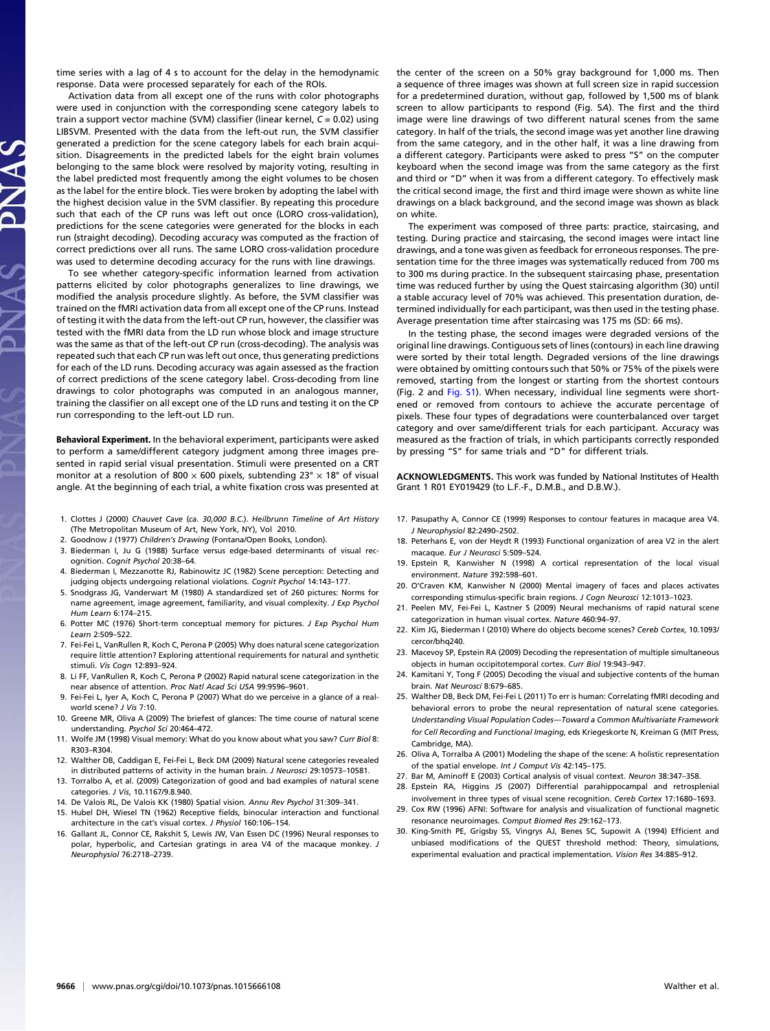time series with a lag of 4 s to account for the delay in the hemodynamic response. Data were processed separately for each of the ROIs.

Activation data from all except one of the runs with color photographs were used in conjunction with the corresponding scene category labels to train a support vector machine (SVM) classifier (linear kernel, $C = 0.02$) using LIBSVM. Presented with the data from the left-out run, the SVM classifier generated a prediction for the scene category labels for each brain acquisition. Disagreements in the predicted labels for the eight brain volumes belonging to the same block were resolved by majority voting, resulting in the label predicted most frequently among the eight volumes to be chosen as the label for the entire block. Ties were broken by adopting the label with the highest decision value in the SVM classifier. By repeating this procedure such that each of the CP runs was left out once (LORO cross-validation), predictions for the scene categories were generated for the blocks in each run (straight decoding). Decoding accuracy was computed as the fraction of correct predictions over all runs. The same LORO cross-validation procedure was used to determine decoding accuracy for the runs with line drawings.

To see whether category-specific information learned from activation patterns elicited by color photographs generalizes to line drawings, we modified the analysis procedure slightly. As before, the SVM classifier was trained on the fMRI activation data from all except one of the CP runs. Instead of testing it with the data from the left-out CP run, however, the classifier was tested with the fMRI data from the LD run whose block and image structure was the same as that of the left-out CP run (cross-decoding). The analysis was repeated such that each CP run was left out once, thus generating predictions for each of the LD runs. Decoding accuracy was again assessed as the fraction of correct predictions of the scene category label. Cross-decoding from line drawings to color photographs was computed in an analogous manner, training the classifier on all except one of the LD runs and testing it on the CP run corresponding to the left-out LD run.

**Behavioral Experiment.** In the behavioral experiment, participants were asked to perform a same/different category judgment among three images presented in rapid serial visual presentation. Stimuli were presented on a CRT monitor at a resolution of $800 \times 600$ pixels, subtending $23° \times 18°$ of visual angle. At the beginning of each trial, a white fixation cross was presented at the center of the screen on a 50% gray background for 1,000 ms. Then a sequence of three images was shown at full screen size in rapid succession for a predetermined duration, without gap, followed by 1,500 ms of blank screen to allow participants to respond (Fig. 5A). The first and the third image were line drawings of two different natural scenes from the same category. In half of the trials, the second image was yet another line drawing from the same category, and in the other half, it was a line drawing from a different category. Participants were asked to press "S" on the computer keyboard when the second image was from the same category as the first and third or "D" when it was from a different category. To effectively mask the critical second image, the first and third image were shown as white line drawings on a black background, and the second image was shown as black on white.

The experiment was composed of three parts: practice, staircasing, and testing. During practice and staircasing, the second images were intact line drawings, and a tone was given as feedback for erroneous responses. The presentation time for the three images was systematically reduced from 700 ms to 300 ms during practice. In the subsequent staircasing phase, presentation time was reduced further by using the Quest staircasing algorithm (30) until a stable accuracy level of 70% was achieved. This presentation duration, determined individually for each participant, was then used in the testing phase. Average presentation time after staircasing was 175 ms (SD: 66 ms).

In the testing phase, the second images were degraded versions of the original line drawings. Contiguous sets of lines (contours) in each line drawing were sorted by their total length. Degraded versions of the line drawings were obtained by omitting contours such that 50% or 75% of the pixels were removed, starting from the longest or starting from the shortest contours (Fig. 2 and Fig. S1). When necessary, individual line segments were shortened or removed from contours to achieve the accurate percentage of pixels. These four types of degradations were counterbalanced over target category and over same/different trials for each participant. Accuracy was measured as the fraction of trials, in which participants correctly responded by pressing "S" for same trials and "D" for different trials.

**ACKNOWLEDGMENTS.** This work was funded by National Institutes of Health Grant 1 R01 EY019429 (to L.F.-F., D.M.B., and D.B.W.).

1. Clottes J (2000) *Chauvet Cave (ca. 30,000 B.C.)*. *Heilbrunn Timeline of Art History* (The Metropolitan Museum of Art, New York, NY), Vol 2010.
2. Goodnow J (1977) *Children's Drawing* (Fontana/Open Books, London).
3. Biederman I, Ju G (1988) Surface versus edge-based determinants of visual recognition. *Cognit Psychol* 20:38–64.
4. Biederman I, Mezzanotte RJ, Rabinowitz JC (1982) Scene perception: Detecting and judging objects undergoing relational violations. *Cognit Psychol* 14:143–177.
5. Snodgrass JG, Vanderwart M (1980) A standardized set of 260 pictures: Norms for name agreement, image agreement, familiarity, and visual complexity. *J Exp Psychol Hum Learn* 6:174–215.
6. Potter MC (1976) Short-term conceptual memory for pictures. *J Exp Psychol Hum Learn* 2:509–522.
7. Fei-Fei L, VanRullen R, Koch C, Perona P (2005) Why does natural scene categorization require little attention? Exploring attentional requirements for natural and synthetic stimuli. *Vis Cogn* 12:893–924.
8. Li FF, VanRullen R, Koch C, Perona P (2002) Rapid natural scene categorization in the near absence of attention. *Proc Natl Acad Sci USA* 99:9596–9601.
9. Fei-Fei L, Iyer A, Koch C, Perona P (2007) What do we perceive in a glance of a real-world scene? *J Vis* 7:10.
10. Greene MR, Oliva A (2009) The briefest of glances: The time course of natural scene understanding. *Psychol Sci* 20:464–472.
11. Wolfe JM (1998) Visual memory: What do you know about what you saw? *Curr Biol* 8: R303–R304.
12. Walther DB, Caddigan E, Fei-Fei L, Beck DM (2009) Natural scene categories revealed in distributed patterns of activity in the human brain. *J Neurosci* 29:10573–10581.
13. Torralbo A, et al. (2009) Categorization of good and bad examples of natural scene categories. *J Vis*, 10.1167/9.8.940.
14. De Valois RL, De Valois KK (1980) Spatial vision. *Annu Rev Psychol* 31:309–341.
15. Hubel DH, Wiesel TN (1962) Receptive fields, binocular interaction and functional architecture in the cat's visual cortex. *J Physiol* 160:106–154.
16. Gallant JL, Connor CE, Rakshit S, Lewis JW, Van Essen DC (1996) Neural responses to polar, hyperbolic, and Cartesian gratings in area V4 of the macaque monkey. *J Neurophysiol* 76:2718–2739.
17. Pasupathy A, Connor CE (1999) Responses to contour features in macaque area V4. *J Neurophysiol* 82:2490–2502.
18. Peterhans E, von der Heydt R (1993) Functional organization of area V2 in the alert macaque. *Eur J Neurosci* 5:509–524.
19. Epstein R, Kanwisher N (1998) A cortical representation of the local visual environment. *Nature* 392:598–601.
20. O'Craven KM, Kanwisher N (2000) Mental imagery of faces and places activates corresponding stimulus-specific brain regions. *J Cogn Neurosci* 12:1013–1023.
21. Peelen MV, Fei-Fei L, Kastner S (2009) Neural mechanisms of rapid natural scene categorization in human visual cortex. *Nature* 460:94–97.
22. Kim JG, Biederman I (2010) Where do objects become scenes? *Cereb Cortex*, 10.1093/cercor/bhq240.
23. Macevoy SP, Epstein RA (2009) Decoding the representation of multiple simultaneous objects in human occipitotemporal cortex. *Curr Biol* 19:943–947.
24. Kamitani Y, Tong F (2005) Decoding the visual and subjective contents of the human brain. *Nat Neurosci* 8:679–685.
25. Walther DB, Beck DM, Fei-Fei L (2011) To err is human: Correlating fMRI decoding and behavioral errors to probe the neural representation of natural scene categories. *Understanding Visual Population Codes—Toward a Common Multivariate Framework for Cell Recording and Functional Imaging*, eds Kriegeskorte N, Kreiman G (MIT Press, Cambridge, MA).
26. Oliva A, Torralba A (2001) Modeling the shape of the scene: A holistic representation of the spatial envelope. *Int J Comput Vis* 42:145–175.
27. Bar M, Aminoff E (2003) Cortical analysis of visual context. *Neuron* 38:347–358.
28. Epstein RA, Higgins JS (2007) Differential parahippocampal and retrosplenial involvement in three types of visual scene recognition. *Cereb Cortex* 17:1680–1693.
29. Cox RW (1996) AFNI: Software for analysis and visualization of functional magnetic resonance neuroimages. *Comput Biomed Res* 29:162–173.
30. King-Smith PE, Grigsby SS, Vingrys AJ, Benes SC, Supowit A (1994) Efficient and unbiased modifications of the QUEST threshold method: Theory, simulations, experimental evaluation and practical implementation. *Vision Res* 34:885–912.